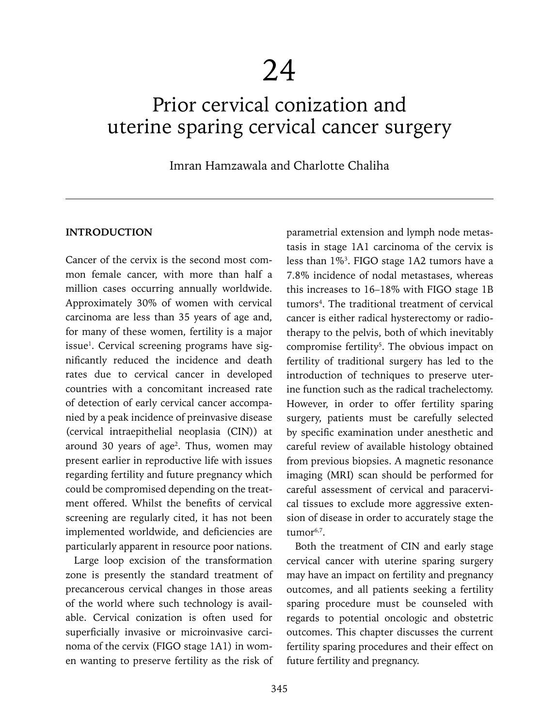# 24

# Prior cervical conization and uterine sparing cervical cancer surgery

Imran Hamzawala and Charlotte Chaliha

## INTRODUCTION

Cancer of the cervix is the second most common female cancer, with more than half a million cases occurring annually worldwide. Approximately 30% of women with cervical carcinoma are less than 35 years of age and, for many of these women, fertility is a major issue[1]. Cervical screening programs have significantly reduced the incidence and death rates due to cervical cancer in developed countries with a concomitant increased rate of detection of early cervical cancer accompanied by a peak incidence of preinvasive disease (cervical intraepithelial neoplasia (CIN)) at around 30 years of age[2]. Thus, women may present earlier in reproductive life with issues regarding fertility and future pregnancy which could be compromised depending on the treatment offered. Whilst the benefits of cervical screening are regularly cited, it has not been implemented worldwide, and deficiencies are particularly apparent in resource poor nations.

Large loop excision of the transformation zone is presently the standard treatment of precancerous cervical changes in those areas of the world where such technology is available. Cervical conization is often used for superficially invasive or microinvasive carcinoma of the cervix (FIGO stage 1A1) in women wanting to preserve fertility as the risk of parametrial extension and lymph node metastasis in stage 1A1 carcinoma of the cervix is less than 1%[3]. FIGO stage 1A2 tumors have a 7.8% incidence of nodal metastases, whereas this increases to 16–18% with FIGO stage 1B tumors[4]. The traditional treatment of cervical cancer is either radical hysterectomy or radiotherapy to the pelvis, both of which inevitably compromise fertility[5]. The obvious impact on fertility of traditional surgery has led to the introduction of techniques to preserve uterine function such as the radical trachelectomy. However, in order to offer fertility sparing surgery, patients must be carefully selected by specific examination under anesthetic and careful review of available histology obtained from previous biopsies. A magnetic resonance imaging (MRI) scan should be performed for careful assessment of cervical and paracervical tissues to exclude more aggressive extension of disease in order to accurately stage the tumor[6,7].

Both the treatment of CIN and early stage cervical cancer with uterine sparing surgery may have an impact on fertility and pregnancy outcomes, and all patients seeking a fertility sparing procedure must be counseled with regards to potential oncologic and obstetric outcomes. This chapter discusses the current fertility sparing procedures and their effect on future fertility and pregnancy.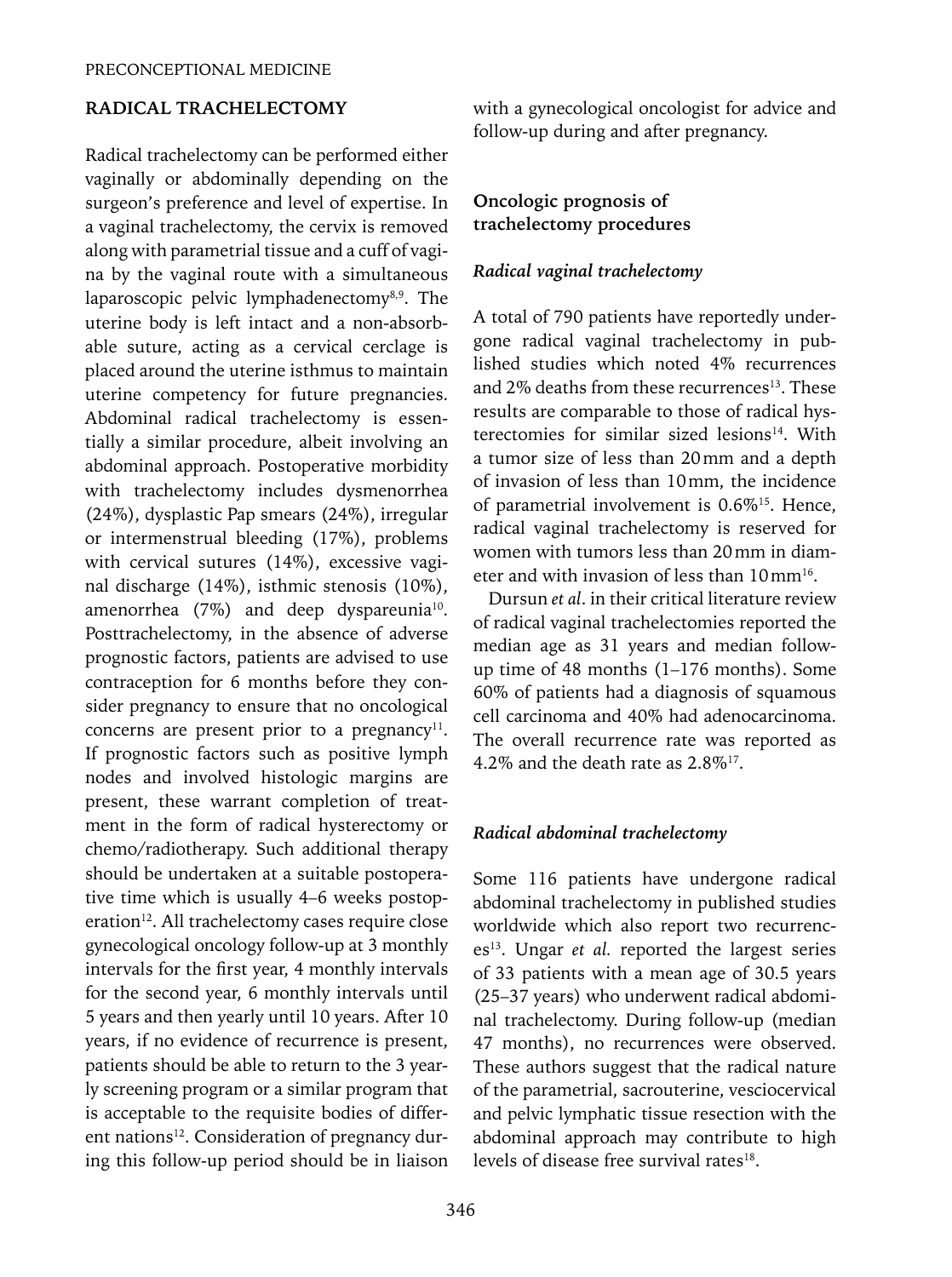## RADICAL TRACHELECTOMY

Radical trachelectomy can be performed either vaginally or abdominally depending on the surgeon's preference and level of expertise. In a vaginal trachelectomy, the cervix is removed along with parametrial tissue and a cuff of vagina by the vaginal route with a simultaneous laparoscopic pelvic lymphadenectomy[8,9]. The uterine body is left intact and a non-absorbable suture, acting as a cervical cerclage is placed around the uterine isthmus to maintain uterine competency for future pregnancies. Abdominal radical trachelectomy is essentially a similar procedure, albeit involving an abdominal approach. Postoperative morbidity with trachelectomy includes dysmenorrhea (24%), dysplastic Pap smears (24%), irregular or intermenstrual bleeding (17%), problems with cervical sutures (14%), excessive vaginal discharge (14%), isthmic stenosis (10%), amenorrhea (7%) and deep dyspareunia[10]. Posttrachelectomy, in the absence of adverse prognostic factors, patients are advised to use contraception for 6 months before they consider pregnancy to ensure that no oncological concerns are present prior to a pregnancy[11]. If prognostic factors such as positive lymph nodes and involved histologic margins are present, these warrant completion of treatment in the form of radical hysterectomy or chemo/radiotherapy. Such additional therapy should be undertaken at a suitable postoperative time which is usually 4–6 weeks postoperation[12]. All trachelectomy cases require close gynecological oncology follow-up at 3 monthly intervals for the first year, 4 monthly intervals for the second year, 6 monthly intervals until 5 years and then yearly until 10 years. After 10 years, if no evidence of recurrence is present, patients should be able to return to the 3 yearly screening program or a similar program that is acceptable to the requisite bodies of different nations[12]. Consideration of pregnancy during this follow-up period should be in liaison with a gynecological oncologist for advice and follow-up during and after pregnancy.

### Oncologic prognosis of trachelectomy procedures

#### *Radical vaginal trachelectomy*

A total of 790 patients have reportedly undergone radical vaginal trachelectomy in published studies which noted 4% recurrences and 2% deaths from these recurrences[13]. These results are comparable to those of radical hysterectomies for similar sized lesions[14]. With a tumor size of less than 20 mm and a depth of invasion of less than 10 mm, the incidence of parametrial involvement is 0.6%[15]. Hence, radical vaginal trachelectomy is reserved for women with tumors less than 20 mm in diameter and with invasion of less than 10 mm[16].

Dursun *et al*. in their critical literature review of radical vaginal trachelectomies reported the median age as 31 years and median follow-up time of 48 months (1–176 months). Some 60% of patients had a diagnosis of squamous cell carcinoma and 40% had adenocarcinoma. The overall recurrence rate was reported as 4.2% and the death rate as 2.8%[17].

#### *Radical abdominal trachelectomy*

Some 116 patients have undergone radical abdominal trachelectomy in published studies worldwide which also report two recurrences[13]. Ungar *et al.* reported the largest series of 33 patients with a mean age of 30.5 years (25–37 years) who underwent radical abdominal trachelectomy. During follow-up (median 47 months), no recurrences were observed. These authors suggest that the radical nature of the parametrial, sacrouterine, vesciocervical and pelvic lymphatic tissue resection with the abdominal approach may contribute to high levels of disease free survival rates[18].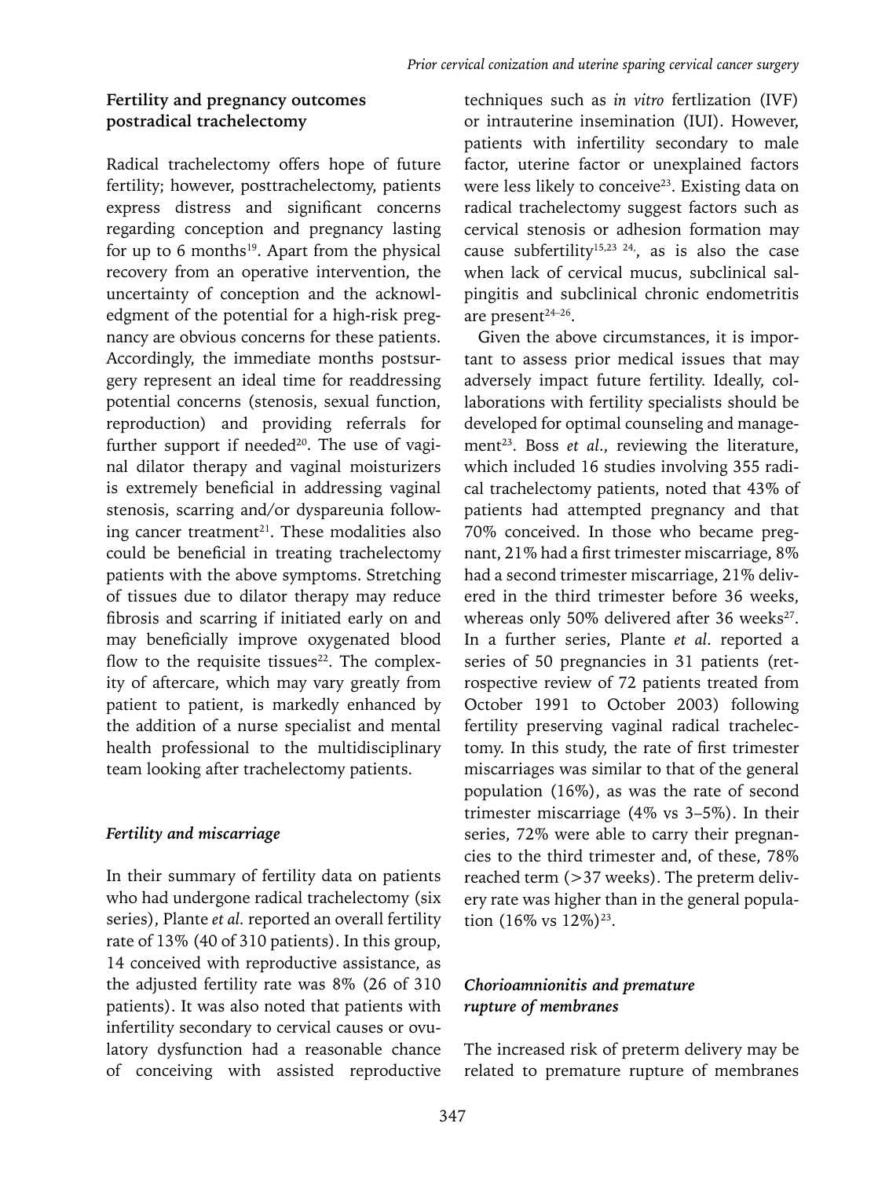## Fertility and pregnancy outcomes postradical trachelectomy

Radical trachelectomy offers hope of future fertility; however, posttrachelectomy, patients express distress and significant concerns regarding conception and pregnancy lasting for up to 6 months[19]. Apart from the physical recovery from an operative intervention, the uncertainty of conception and the acknowledgment of the potential for a high-risk pregnancy are obvious concerns for these patients. Accordingly, the immediate months postsurgery represent an ideal time for readdressing potential concerns (stenosis, sexual function, reproduction) and providing referrals for further support if needed[20]. The use of vaginal dilator therapy and vaginal moisturizers is extremely beneficial in addressing vaginal stenosis, scarring and/or dyspareunia following cancer treatment[21]. These modalities also could be beneficial in treating trachelectomy patients with the above symptoms. Stretching of tissues due to dilator therapy may reduce fibrosis and scarring if initiated early on and may beneficially improve oxygenated blood flow to the requisite tissues[22]. The complexity of aftercare, which may vary greatly from patient to patient, is markedly enhanced by the addition of a nurse specialist and mental health professional to the multidisciplinary team looking after trachelectomy patients.

### *Fertility and miscarriage*

In their summary of fertility data on patients who had undergone radical trachelectomy (six series), Plante *et al.* reported an overall fertility rate of 13% (40 of 310 patients). In this group, 14 conceived with reproductive assistance, as the adjusted fertility rate was 8% (26 of 310 patients). It was also noted that patients with infertility secondary to cervical causes or ovulatory dysfunction had a reasonable chance of conceiving with assisted reproductive techniques such as *in vitro* fertlization (IVF) or intrauterine insemination (IUI). However, patients with infertility secondary to male factor, uterine factor or unexplained factors were less likely to conceive[23]. Existing data on radical trachelectomy suggest factors such as cervical stenosis or adhesion formation may cause subfertility[15,23 24,], as is also the case when lack of cervical mucus, subclinical salpingitis and subclinical chronic endometritis are present[24–26].

Given the above circumstances, it is important to assess prior medical issues that may adversely impact future fertility. Ideally, collaborations with fertility specialists should be developed for optimal counseling and management[23]. Boss *et al.*, reviewing the literature, which included 16 studies involving 355 radical trachelectomy patients, noted that 43% of patients had attempted pregnancy and that 70% conceived. In those who became pregnant, 21% had a first trimester miscarriage, 8% had a second trimester miscarriage, 21% delivered in the third trimester before 36 weeks, whereas only 50% delivered after 36 weeks[27]. In a further series, Plante *et al.* reported a series of 50 pregnancies in 31 patients (retrospective review of 72 patients treated from October 1991 to October 2003) following fertility preserving vaginal radical trachelectomy. In this study, the rate of first trimester miscarriages was similar to that of the general population (16%), as was the rate of second trimester miscarriage (4% vs 3–5%). In their series, 72% were able to carry their pregnancies to the third trimester and, of these, 78% reached term (>37 weeks). The preterm delivery rate was higher than in the general population (16% vs 12%)[23].

### *Chorioamnionitis and premature rupture of membranes*

The increased risk of preterm delivery may be related to premature rupture of membranes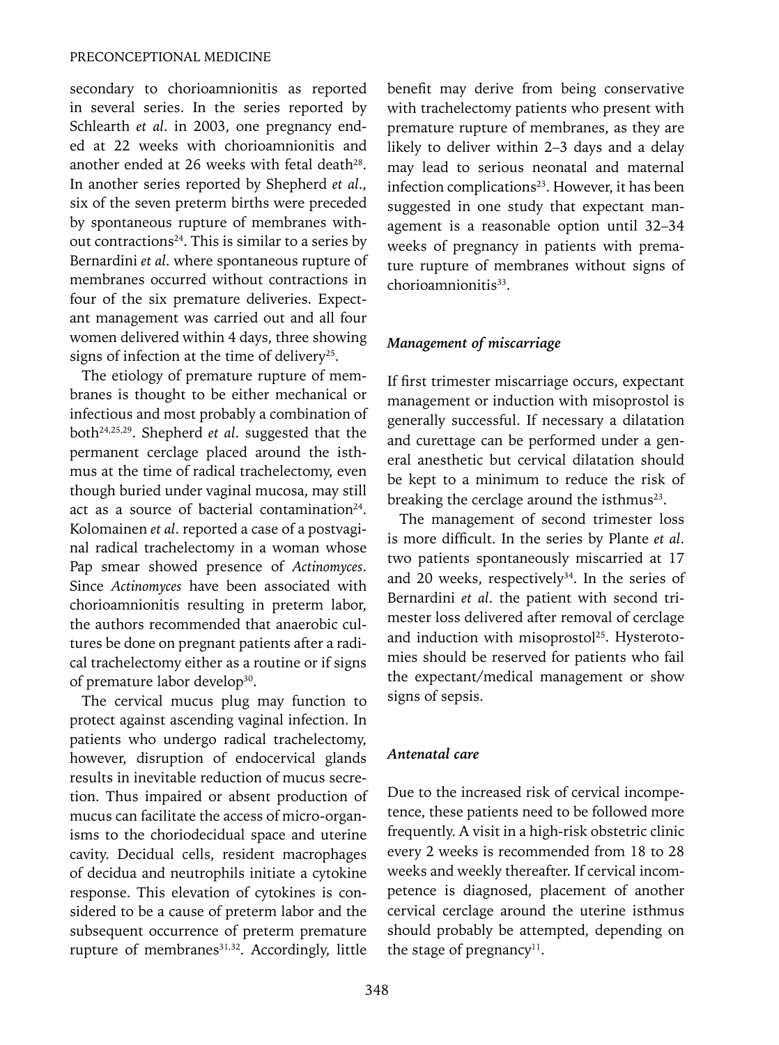secondary to chorioamnionitis as reported in several series. In the series reported by Schlearth *et al*. in 2003, one pregnancy ended at 22 weeks with chorioamnionitis and another ended at 26 weeks with fetal death[28]. In another series reported by Shepherd *et al*., six of the seven preterm births were preceded by spontaneous rupture of membranes without contractions[24]. This is similar to a series by Bernardini *et al*. where spontaneous rupture of membranes occurred without contractions in four of the six premature deliveries. Expectant management was carried out and all four women delivered within 4 days, three showing signs of infection at the time of delivery[25].

The etiology of premature rupture of membranes is thought to be either mechanical or infectious and most probably a combination of both[24,25,29]. Shepherd *et al*. suggested that the permanent cerclage placed around the isthmus at the time of radical trachelectomy, even though buried under vaginal mucosa, may still act as a source of bacterial contamination[24]. Kolomainen *et al*. reported a case of a postvaginal radical trachelectomy in a woman whose Pap smear showed presence of *Actinomyces*. Since *Actinomyces* have been associated with chorioamnionitis resulting in preterm labor, the authors recommended that anaerobic cultures be done on pregnant patients after a radical trachelectomy either as a routine or if signs of premature labor develop[30].

The cervical mucus plug may function to protect against ascending vaginal infection. In patients who undergo radical trachelectomy, however, disruption of endocervical glands results in inevitable reduction of mucus secretion. Thus impaired or absent production of mucus can facilitate the access of micro-organisms to the choriodecidual space and uterine cavity. Decidual cells, resident macrophages of decidua and neutrophils initiate a cytokine response. This elevation of cytokines is considered to be a cause of preterm labor and the subsequent occurrence of preterm premature rupture of membranes[31,32]. Accordingly, little benefit may derive from being conservative with trachelectomy patients who present with premature rupture of membranes, as they are likely to deliver within 2–3 days and a delay may lead to serious neonatal and maternal infection complications[23]. However, it has been suggested in one study that expectant management is a reasonable option until 32–34 weeks of pregnancy in patients with premature rupture of membranes without signs of chorioamnionitis[33].

### *Management of miscarriage*

If first trimester miscarriage occurs, expectant management or induction with misoprostol is generally successful. If necessary a dilatation and curettage can be performed under a general anesthetic but cervical dilatation should be kept to a minimum to reduce the risk of breaking the cerclage around the isthmus[23].

The management of second trimester loss is more difficult. In the series by Plante *et al*. two patients spontaneously miscarried at 17 and 20 weeks, respectively[34]. In the series of Bernardini *et al*. the patient with second trimester loss delivered after removal of cerclage and induction with misoprostol[25]. Hysterotomies should be reserved for patients who fail the expectant/medical management or show signs of sepsis.

### *Antenatal care*

Due to the increased risk of cervical incompetence, these patients need to be followed more frequently. A visit in a high-risk obstetric clinic every 2 weeks is recommended from 18 to 28 weeks and weekly thereafter. If cervical incompetence is diagnosed, placement of another cervical cerclage around the uterine isthmus should probably be attempted, depending on the stage of pregnancy[11].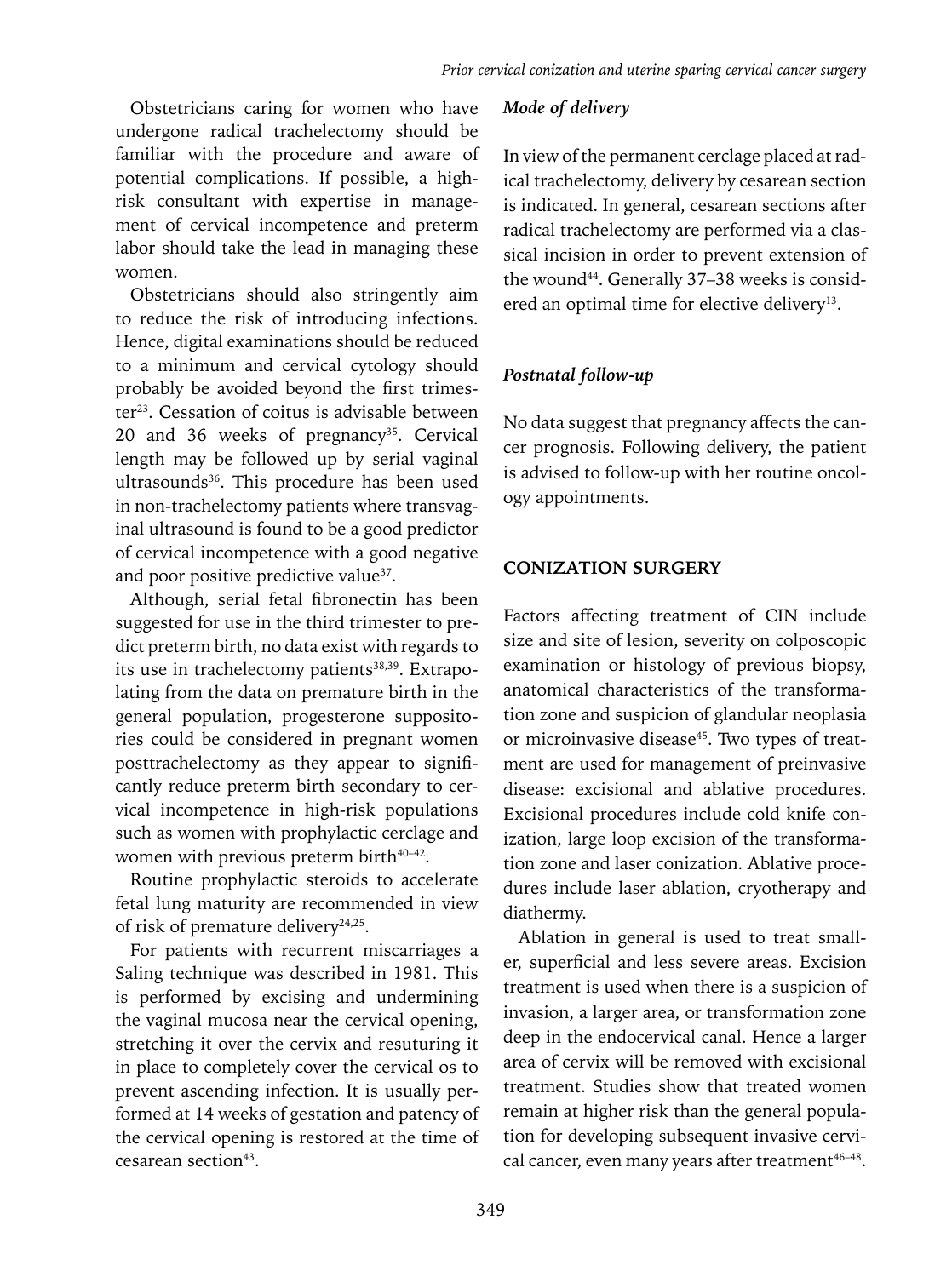Obstetricians caring for women who have undergone radical trachelectomy should be familiar with the procedure and aware of potential complications. If possible, a high-risk consultant with expertise in management of cervical incompetence and preterm labor should take the lead in managing these women.

Obstetricians should also stringently aim to reduce the risk of introducing infections. Hence, digital examinations should be reduced to a minimum and cervical cytology should probably be avoided beyond the first trimester[23]. Cessation of coitus is advisable between 20 and 36 weeks of pregnancy[35]. Cervical length may be followed up by serial vaginal ultrasounds[36]. This procedure has been used in non-trachelectomy patients where transvaginal ultrasound is found to be a good predictor of cervical incompetence with a good negative and poor positive predictive value[37].

Although, serial fetal fibronectin has been suggested for use in the third trimester to predict preterm birth, no data exist with regards to its use in trachelectomy patients[38,39]. Extrapolating from the data on premature birth in the general population, progesterone suppositories could be considered in pregnant women posttrachelectomy as they appear to significantly reduce preterm birth secondary to cervical incompetence in high-risk populations such as women with prophylactic cerclage and women with previous preterm birth[40–42].

Routine prophylactic steroids to accelerate fetal lung maturity are recommended in view of risk of premature delivery[24,25].

For patients with recurrent miscarriages a Saling technique was described in 1981. This is performed by excising and undermining the vaginal mucosa near the cervical opening, stretching it over the cervix and resuturing it in place to completely cover the cervical os to prevent ascending infection. It is usually performed at 14 weeks of gestation and patency of the cervical opening is restored at the time of cesarean section[43].

### *Mode of delivery*

In view of the permanent cerclage placed at radical trachelectomy, delivery by cesarean section is indicated. In general, cesarean sections after radical trachelectomy are performed via a classical incision in order to prevent extension of the wound[44]. Generally 37–38 weeks is considered an optimal time for elective delivery[13].

### *Postnatal follow-up*

No data suggest that pregnancy affects the cancer prognosis. Following delivery, the patient is advised to follow-up with her routine oncology appointments.

## CONIZATION SURGERY

Factors affecting treatment of CIN include size and site of lesion, severity on colposcopic examination or histology of previous biopsy, anatomical characteristics of the transformation zone and suspicion of glandular neoplasia or microinvasive disease[45]. Two types of treatment are used for management of preinvasive disease: excisional and ablative procedures. Excisional procedures include cold knife conization, large loop excision of the transformation zone and laser conization. Ablative procedures include laser ablation, cryotherapy and diathermy.

Ablation in general is used to treat smaller, superficial and less severe areas. Excision treatment is used when there is a suspicion of invasion, a larger area, or transformation zone deep in the endocervical canal. Hence a larger area of cervix will be removed with excisional treatment. Studies show that treated women remain at higher risk than the general population for developing subsequent invasive cervical cancer, even many years after treatment[46–48].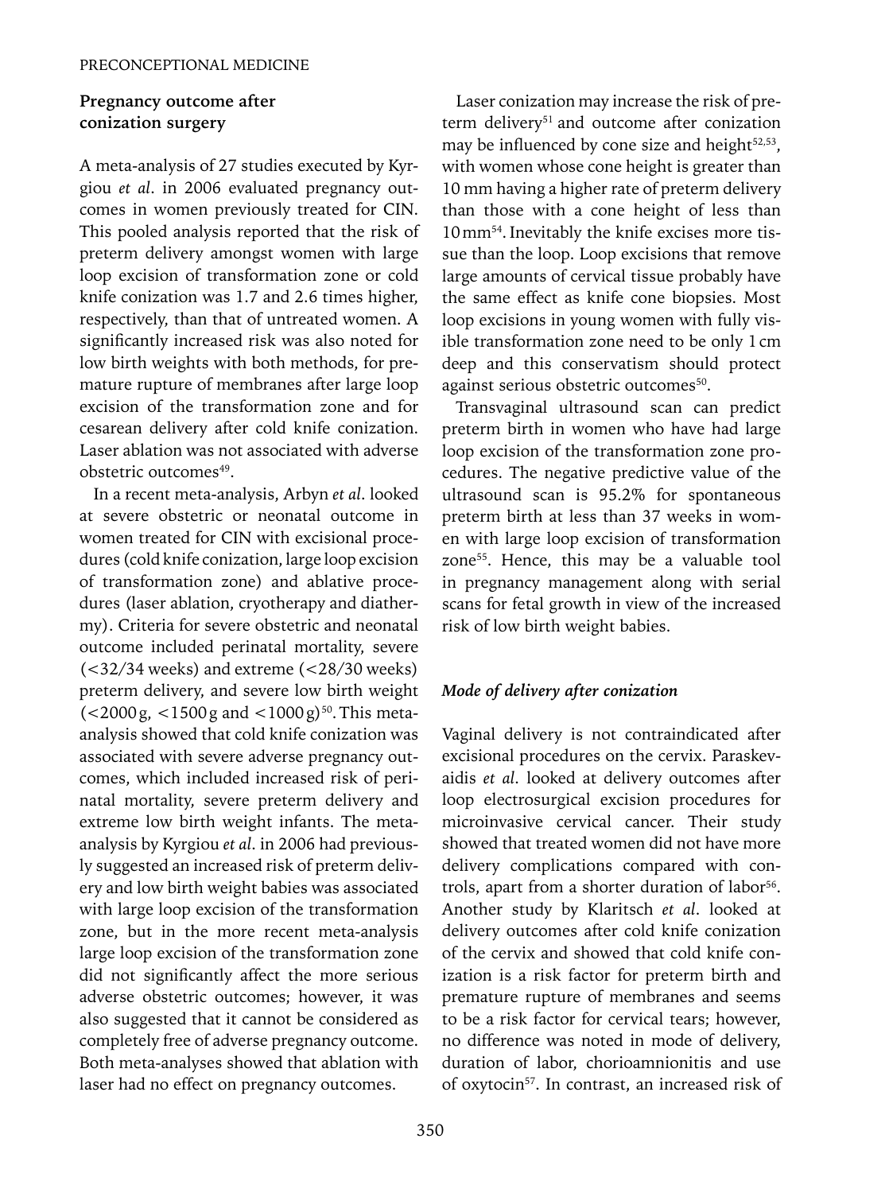## Pregnancy outcome after conization surgery

A meta-analysis of 27 studies executed by Kyrgiou *et al*. in 2006 evaluated pregnancy outcomes in women previously treated for CIN. This pooled analysis reported that the risk of preterm delivery amongst women with large loop excision of transformation zone or cold knife conization was 1.7 and 2.6 times higher, respectively, than that of untreated women. A significantly increased risk was also noted for low birth weights with both methods, for premature rupture of membranes after large loop excision of the transformation zone and for cesarean delivery after cold knife conization. Laser ablation was not associated with adverse obstetric outcomes[49].

In a recent meta-analysis, Arbyn *et al*. looked at severe obstetric or neonatal outcome in women treated for CIN with excisional procedures (cold knife conization, large loop excision of transformation zone) and ablative procedures (laser ablation, cryotherapy and diathermy). Criteria for severe obstetric and neonatal outcome included perinatal mortality, severe (<32/34 weeks) and extreme (<28/30 weeks) preterm delivery, and severe low birth weight (<2000 g, <1500 g and <1000 g)[50]. This meta-analysis showed that cold knife conization was associated with severe adverse pregnancy outcomes, which included increased risk of perinatal mortality, severe preterm delivery and extreme low birth weight infants. The meta-analysis by Kyrgiou *et al*. in 2006 had previously suggested an increased risk of preterm delivery and low birth weight babies was associated with large loop excision of the transformation zone, but in the more recent meta-analysis large loop excision of the transformation zone did not significantly affect the more serious adverse obstetric outcomes; however, it was also suggested that it cannot be considered as completely free of adverse pregnancy outcome. Both meta-analyses showed that ablation with laser had no effect on pregnancy outcomes.

Laser conization may increase the risk of preterm delivery[51] and outcome after conization may be influenced by cone size and height[52,53], with women whose cone height is greater than 10 mm having a higher rate of preterm delivery than those with a cone height of less than 10 mm[54]. Inevitably the knife excises more tissue than the loop. Loop excisions that remove large amounts of cervical tissue probably have the same effect as knife cone biopsies. Most loop excisions in young women with fully visible transformation zone need to be only 1 cm deep and this conservatism should protect against serious obstetric outcomes[50].

Transvaginal ultrasound scan can predict preterm birth in women who have had large loop excision of the transformation zone procedures. The negative predictive value of the ultrasound scan is 95.2% for spontaneous preterm birth at less than 37 weeks in women with large loop excision of transformation zone[55]. Hence, this may be a valuable tool in pregnancy management along with serial scans for fetal growth in view of the increased risk of low birth weight babies.

### *Mode of delivery after conization*

Vaginal delivery is not contraindicated after excisional procedures on the cervix. Paraskevaidis *et al*. looked at delivery outcomes after loop electrosurgical excision procedures for microinvasive cervical cancer. Their study showed that treated women did not have more delivery complications compared with controls, apart from a shorter duration of labor[56]. Another study by Klaritsch *et al*. looked at delivery outcomes after cold knife conization of the cervix and showed that cold knife conization is a risk factor for preterm birth and premature rupture of membranes and seems to be a risk factor for cervical tears; however, no difference was noted in mode of delivery, duration of labor, chorioamnionitis and use of oxytocin[57]. In contrast, an increased risk of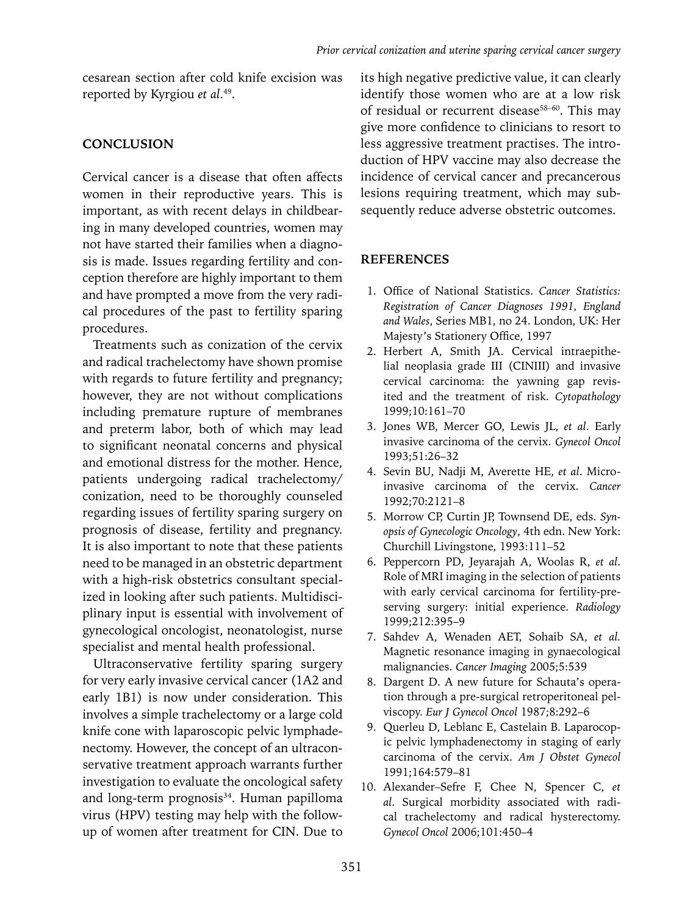cesarean section after cold knife excision was reported by Kyrgiou *et al*.[49].

## CONCLUSION

Cervical cancer is a disease that often affects women in their reproductive years. This is important, as with recent delays in childbearing in many developed countries, women may not have started their families when a diagnosis is made. Issues regarding fertility and conception therefore are highly important to them and have prompted a move from the very radical procedures of the past to fertility sparing procedures.

Treatments such as conization of the cervix and radical trachelectomy have shown promise with regards to future fertility and pregnancy; however, they are not without complications including premature rupture of membranes and preterm labor, both of which may lead to significant neonatal concerns and physical and emotional distress for the mother. Hence, patients undergoing radical trachelectomy/conization, need to be thoroughly counseled regarding issues of fertility sparing surgery on prognosis of disease, fertility and pregnancy. It is also important to note that these patients need to be managed in an obstetric department with a high-risk obstetrics consultant specialized in looking after such patients. Multidisciplinary input is essential with involvement of gynecological oncologist, neonatologist, nurse specialist and mental health professional.

Ultraconservative fertility sparing surgery for very early invasive cervical cancer (1A2 and early 1B1) is now under consideration. This involves a simple trachelectomy or a large cold knife cone with laparoscopic pelvic lymphadenectomy. However, the concept of an ultraconservative treatment approach warrants further investigation to evaluate the oncological safety and long-term prognosis[34]. Human papilloma virus (HPV) testing may help with the follow-up of women after treatment for CIN. Due to its high negative predictive value, it can clearly identify those women who are at a low risk of residual or recurrent disease[58–60]. This may give more confidence to clinicians to resort to less aggressive treatment practises. The introduction of HPV vaccine may also decrease the incidence of cervical cancer and precancerous lesions requiring treatment, which may subsequently reduce adverse obstetric outcomes.

## REFERENCES

1. Office of National Statistics. *Cancer Statistics: Registration of Cancer Diagnoses 1991, England and Wales*, Series MB1, no 24. London, UK: Her Majesty's Stationery Office, 1997
2. Herbert A, Smith JA. Cervical intraepithelial neoplasia grade III (CINIII) and invasive cervical carcinoma: the yawning gap revisited and the treatment of risk. *Cytopathology* 1999;10:161–70
3. Jones WB, Mercer GO, Lewis JL, *et al*. Early invasive carcinoma of the cervix. *Gynecol Oncol* 1993;51:26–32
4. Sevin BU, Nadji M, Averette HE, *et al*. Microinvasive carcinoma of the cervix. *Cancer* 1992;70:2121–8
5. Morrow CP, Curtin JP, Townsend DE, eds. *Synopsis of Gynecologic Oncology*, 4th edn. New York: Churchill Livingstone, 1993:111–52
6. Peppercorn PD, Jeyarajah A, Woolas R, *et al*. Role of MRI imaging in the selection of patients with early cervical carcinoma for fertility-preserving surgery: initial experience. *Radiology* 1999;212:395–9
7. Sahdev A, Wenaden AET, Sohaib SA, *et al.* Magnetic resonance imaging in gynaecological malignancies. *Cancer Imaging* 2005;5:539
8. Dargent D. A new future for Schauta's operation through a pre-surgical retroperitoneal pelviscopy. *Eur J Gynecol Oncol* 1987;8:292–6
9. Querleu D, Leblanc E, Castelain B. Laparocopic pelvic lymphadenectomy in staging of early carcinoma of the cervix. *Am J Obstet Gynecol* 1991;164:579–81
10. Alexander–Sefre F, Chee N, Spencer C, *et al*. Surgical morbidity associated with radical trachelectomy and radical hysterectomy. *Gynecol Oncol* 2006;101:450–4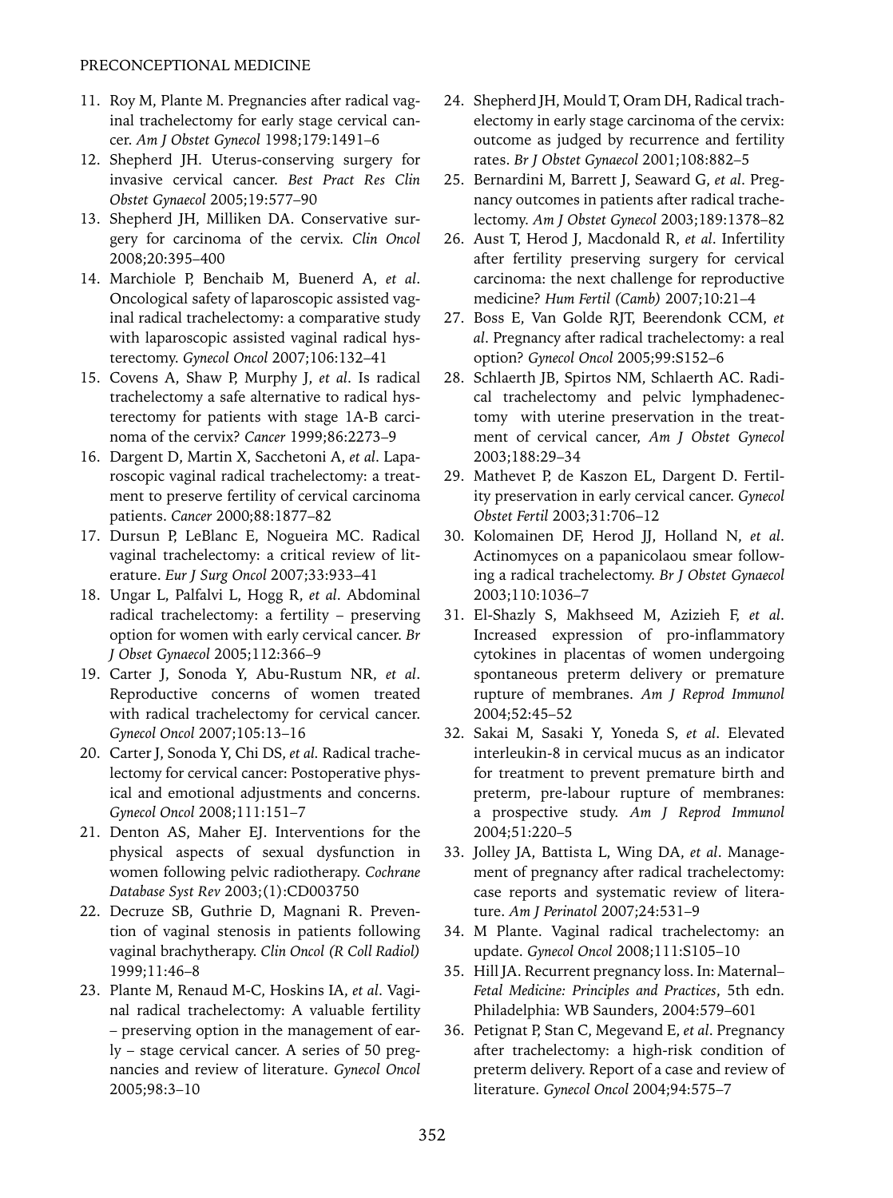11. Roy M, Plante M. Pregnancies after radical vaginal trachelectomy for early stage cervical cancer. *Am J Obstet Gynecol* 1998;179:1491–6
12. Shepherd JH. Uterus-conserving surgery for invasive cervical cancer. *Best Pract Res Clin Obstet Gynaecol* 2005;19:577–90
13. Shepherd JH, Milliken DA. Conservative surgery for carcinoma of the cervix. *Clin Oncol* 2008;20:395–400
14. Marchiole P, Benchaib M, Buenerd A, *et al*. Oncological safety of laparoscopic assisted vaginal radical trachelectomy: a comparative study with laparoscopic assisted vaginal radical hysterectomy. *Gynecol Oncol* 2007;106:132–41
15. Covens A, Shaw P, Murphy J, *et al*. Is radical trachelectomy a safe alternative to radical hysterectomy for patients with stage 1A-B carcinoma of the cervix? *Cancer* 1999;86:2273–9
16. Dargent D, Martin X, Sacchetoni A, *et al*. Laparoscopic vaginal radical trachelectomy: a treatment to preserve fertility of cervical carcinoma patients. *Cancer* 2000;88:1877–82
17. Dursun P, LeBlanc E, Nogueira MC. Radical vaginal trachelectomy: a critical review of literature. *Eur J Surg Oncol* 2007;33:933–41
18. Ungar L, Palfalvi L, Hogg R, *et al*. Abdominal radical trachelectomy: a fertility – preserving option for women with early cervical cancer. *Br J Obset Gynaecol* 2005;112:366–9
19. Carter J, Sonoda Y, Abu-Rustum NR, *et al*. Reproductive concerns of women treated with radical trachelectomy for cervical cancer. *Gynecol Oncol* 2007;105:13–16
20. Carter J, Sonoda Y, Chi DS, *et al.* Radical trachelectomy for cervical cancer: Postoperative physical and emotional adjustments and concerns. *Gynecol Oncol* 2008;111:151–7
21. Denton AS, Maher EJ. Interventions for the physical aspects of sexual dysfunction in women following pelvic radiotherapy. *Cochrane Database Syst Rev* 2003;(1):CD003750
22. Decruze SB, Guthrie D, Magnani R. Prevention of vaginal stenosis in patients following vaginal brachytherapy. *Clin Oncol (R Coll Radiol)* 1999;11:46–8
23. Plante M, Renaud M-C, Hoskins IA, *et al*. Vaginal radical trachelectomy: A valuable fertility – preserving option in the management of early – stage cervical cancer. A series of 50 pregnancies and review of literature. *Gynecol Oncol* 2005;98:3–10
24. Shepherd JH, Mould T, Oram DH, Radical trachelectomy in early stage carcinoma of the cervix: outcome as judged by recurrence and fertility rates. *Br J Obstet Gynaecol* 2001;108:882–5
25. Bernardini M, Barrett J, Seaward G, *et al*. Pregnancy outcomes in patients after radical trachelectomy. *Am J Obstet Gynecol* 2003;189:1378–82
26. Aust T, Herod J, Macdonald R, *et al*. Infertility after fertility preserving surgery for cervical carcinoma: the next challenge for reproductive medicine? *Hum Fertil (Camb)* 2007;10:21–4
27. Boss E, Van Golde RJT, Beerendonk CCM, *et al*. Pregnancy after radical trachelectomy: a real option? *Gynecol Oncol* 2005;99:S152–6
28. Schlaerth JB, Spirtos NM, Schlaerth AC. Radical trachelectomy and pelvic lymphadenectomy with uterine preservation in the treatment of cervical cancer, *Am J Obstet Gynecol* 2003;188:29–34
29. Mathevet P, de Kaszon EL, Dargent D. Fertility preservation in early cervical cancer. *Gynecol Obstet Fertil* 2003;31:706–12
30. Kolomainen DF, Herod JJ, Holland N, *et al*. Actinomyces on a papanicolaou smear following a radical trachelectomy. *Br J Obstet Gynaecol* 2003;110:1036–7
31. El-Shazly S, Makhseed M, Azizieh F, *et al*. Increased expression of pro-inflammatory cytokines in placentas of women undergoing spontaneous preterm delivery or premature rupture of membranes. *Am J Reprod Immunol* 2004;52:45–52
32. Sakai M, Sasaki Y, Yoneda S, *et al*. Elevated interleukin-8 in cervical mucus as an indicator for treatment to prevent premature birth and preterm, pre-labour rupture of membranes: a prospective study. *Am J Reprod Immunol* 2004;51:220–5
33. Jolley JA, Battista L, Wing DA, *et al*. Management of pregnancy after radical trachelectomy: case reports and systematic review of literature. *Am J Perinatol* 2007;24:531–9
34. M Plante. Vaginal radical trachelectomy: an update. *Gynecol Oncol* 2008;111:S105–10
35. Hill JA. Recurrent pregnancy loss. In: Maternal–*Fetal Medicine: Principles and Practices*, 5th edn. Philadelphia: WB Saunders, 2004:579–601
36. Petignat P, Stan C, Megevand E, *et al*. Pregnancy after trachelectomy: a high-risk condition of preterm delivery. Report of a case and review of literature. *Gynecol Oncol* 2004;94:575–7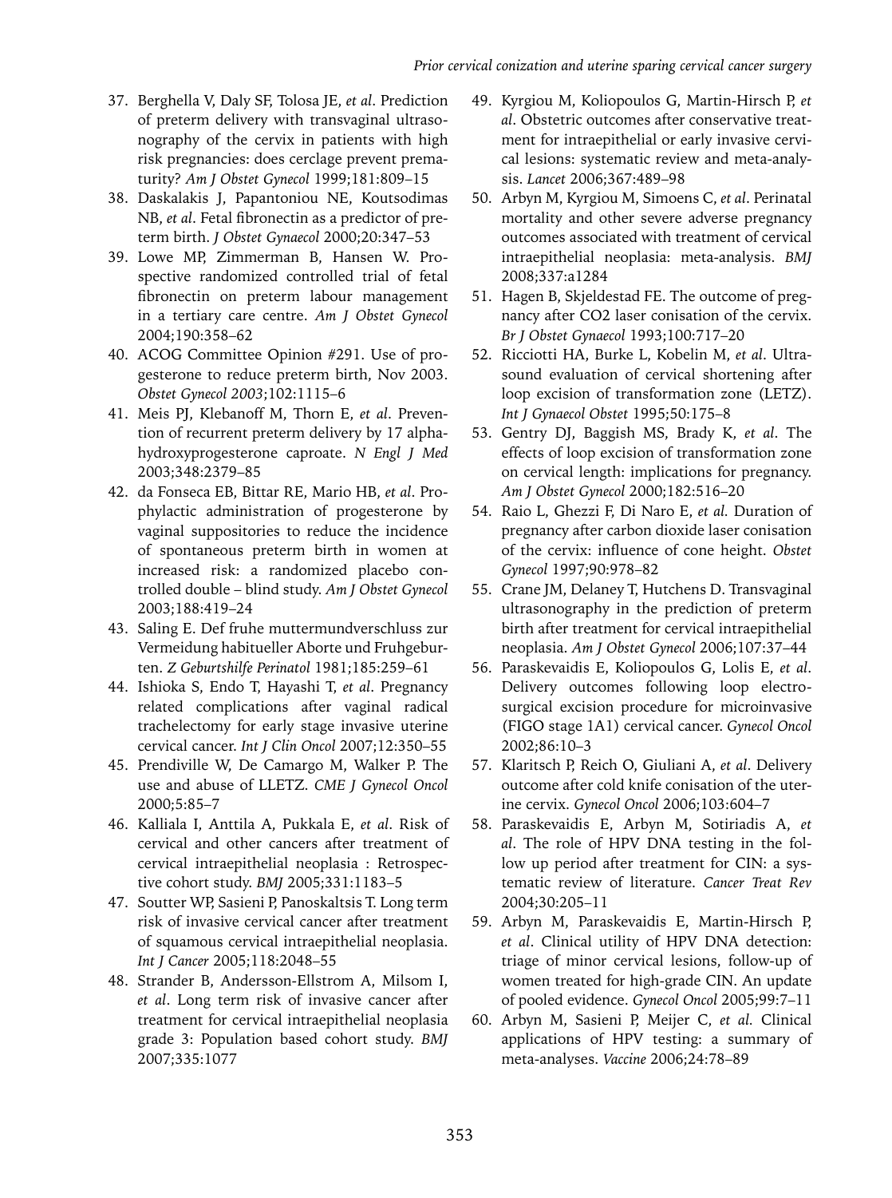37. Berghella V, Daly SF, Tolosa JE, *et al*. Prediction of preterm delivery with transvaginal ultrasonography of the cervix in patients with high risk pregnancies: does cerclage prevent prematurity? *Am J Obstet Gynecol* 1999;181:809–15
38. Daskalakis J, Papantoniou NE, Koutsodimas NB, *et al*. Fetal fibronectin as a predictor of preterm birth. *J Obstet Gynaecol* 2000;20:347–53
39. Lowe MP, Zimmerman B, Hansen W. Prospective randomized controlled trial of fetal fibronectin on preterm labour management in a tertiary care centre. *Am J Obstet Gynecol* 2004;190:358–62
40. ACOG Committee Opinion #291. Use of progesterone to reduce preterm birth, Nov 2003. *Obstet Gynecol 2003*;102:1115–6
41. Meis PJ, Klebanoff M, Thorn E, *et al*. Prevention of recurrent preterm delivery by 17 alpha-hydroxyprogesterone caproate. *N Engl J Med* 2003;348:2379–85
42. da Fonseca EB, Bittar RE, Mario HB, *et al*. Prophylactic administration of progesterone by vaginal suppositories to reduce the incidence of spontaneous preterm birth in women at increased risk: a randomized placebo controlled double – blind study. *Am J Obstet Gynecol* 2003;188:419–24
43. Saling E. Def fruhe muttermundverschluss zur Vermeidung habitueller Aborte und Fruhgeburten. *Z Geburtshilfe Perinatol* 1981;185:259–61
44. Ishioka S, Endo T, Hayashi T, *et al*. Pregnancy related complications after vaginal radical trachelectomy for early stage invasive uterine cervical cancer. *Int J Clin Oncol* 2007;12:350–55
45. Prendiville W, De Camargo M, Walker P. The use and abuse of LLETZ. *CME J Gynecol Oncol* 2000;5:85–7
46. Kalliala I, Anttila A, Pukkala E, *et al*. Risk of cervical and other cancers after treatment of cervical intraepithelial neoplasia : Retrospective cohort study. *BMJ* 2005;331:1183–5
47. Soutter WP, Sasieni P, Panoskaltsis T. Long term risk of invasive cervical cancer after treatment of squamous cervical intraepithelial neoplasia. *Int J Cancer* 2005;118:2048–55
48. Strander B, Andersson-Ellstrom A, Milsom I, *et al*. Long term risk of invasive cancer after treatment for cervical intraepithelial neoplasia grade 3: Population based cohort study. *BMJ* 2007;335:1077
49. Kyrgiou M, Koliopoulos G, Martin-Hirsch P, *et al*. Obstetric outcomes after conservative treatment for intraepithelial or early invasive cervical lesions: systematic review and meta-analysis. *Lancet* 2006;367:489–98
50. Arbyn M, Kyrgiou M, Simoens C, *et al*. Perinatal mortality and other severe adverse pregnancy outcomes associated with treatment of cervical intraepithelial neoplasia: meta-analysis. *BMJ* 2008;337:a1284
51. Hagen B, Skjeldestad FE. The outcome of pregnancy after CO2 laser conisation of the cervix. *Br J Obstet Gynaecol* 1993;100:717–20
52. Ricciotti HA, Burke L, Kobelin M, *et al*. Ultrasound evaluation of cervical shortening after loop excision of transformation zone (LETZ). *Int J Gynaecol Obstet* 1995;50:175–8
53. Gentry DJ, Baggish MS, Brady K, *et al*. The effects of loop excision of transformation zone on cervical length: implications for pregnancy. *Am J Obstet Gynecol* 2000;182:516–20
54. Raio L, Ghezzi F, Di Naro E, *et al*. Duration of pregnancy after carbon dioxide laser conisation of the cervix: influence of cone height. *Obstet Gynecol* 1997;90:978–82
55. Crane JM, Delaney T, Hutchens D. Transvaginal ultrasonography in the prediction of preterm birth after treatment for cervical intraepithelial neoplasia. *Am J Obstet Gynecol* 2006;107:37–44
56. Paraskevaidis E, Koliopoulos G, Lolis E, *et al*. Delivery outcomes following loop electrosurgical excision procedure for microinvasive (FIGO stage 1A1) cervical cancer. *Gynecol Oncol* 2002;86:10–3
57. Klaritsch P, Reich O, Giuliani A, *et al*. Delivery outcome after cold knife conisation of the uterine cervix. *Gynecol Oncol* 2006;103:604–7
58. Paraskevaidis E, Arbyn M, Sotiriadis A, *et al*. The role of HPV DNA testing in the follow up period after treatment for CIN: a systematic review of literature. *Cancer Treat Rev* 2004;30:205–11
59. Arbyn M, Paraskevaidis E, Martin-Hirsch P, *et al*. Clinical utility of HPV DNA detection: triage of minor cervical lesions, follow-up of women treated for high-grade CIN. An update of pooled evidence. *Gynecol Oncol* 2005;99:7–11
60. Arbyn M, Sasieni P, Meijer C, *et al.* Clinical applications of HPV testing: a summary of meta-analyses. *Vaccine* 2006;24:78–89